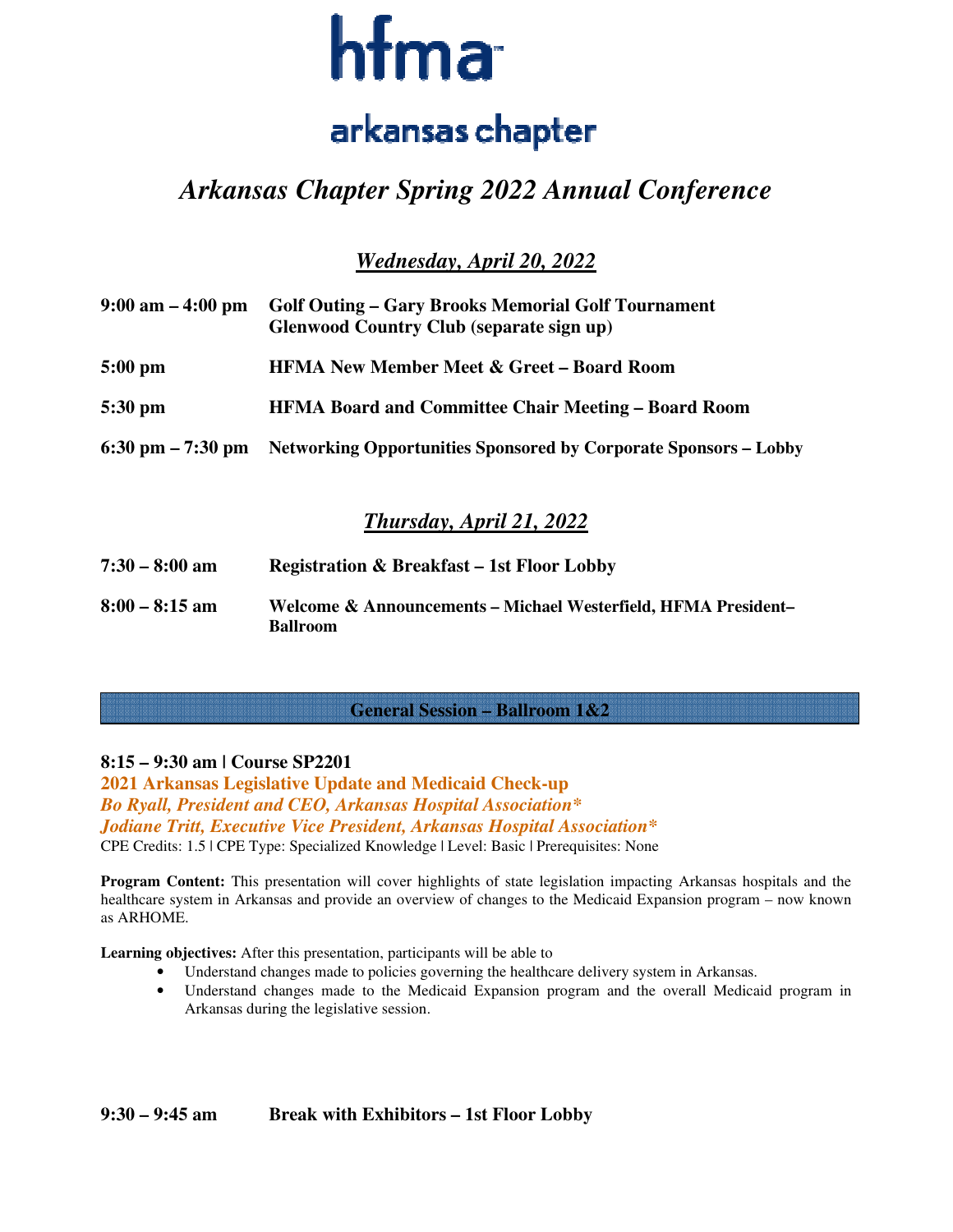# hfma

## arkansas chapter

# *Arkansas Chapter Spring 2022 Annual Conference*

## ***Wednesday, April 20, 2022***

**9:00 am – 4:00 pm** **Golf Outing – Gary Brooks Memorial Golf Tournament**
**Glenwood Country Club (separate sign up)**

**5:00 pm** **HFMA New Member Meet & Greet – Board Room**

**5:30 pm** **HFMA Board and Committee Chair Meeting – Board Room**

**6:30 pm – 7:30 pm** **Networking Opportunities Sponsored by Corporate Sponsors – Lobby**

## ***Thursday, April 21, 2022***

**7:30 – 8:00 am** **Registration & Breakfast – 1st Floor Lobby**

**8:00 – 8:15 am** **Welcome & Announcements – Michael Westerfield, HFMA President– Ballroom**

### General Session – Ballroom 1&2

**8:15 – 9:30 am | Course SP2201**

**2021 Arkansas Legislative Update and Medicaid Check-up**

***Bo Ryall, President and CEO, Arkansas Hospital Association****

***Jodiane Tritt, Executive Vice President, Arkansas Hospital Association****

CPE Credits: 1.5 | CPE Type: Specialized Knowledge | Level: Basic | Prerequisites: None

**Program Content:** This presentation will cover highlights of state legislation impacting Arkansas hospitals and the healthcare system in Arkansas and provide an overview of changes to the Medicaid Expansion program – now known as ARHOME.

**Learning objectives:** After this presentation, participants will be able to

- Understand changes made to policies governing the healthcare delivery system in Arkansas.
- Understand changes made to the Medicaid Expansion program and the overall Medicaid program in Arkansas during the legislative session.

**9:30 – 9:45 am** **Break with Exhibitors – 1st Floor Lobby**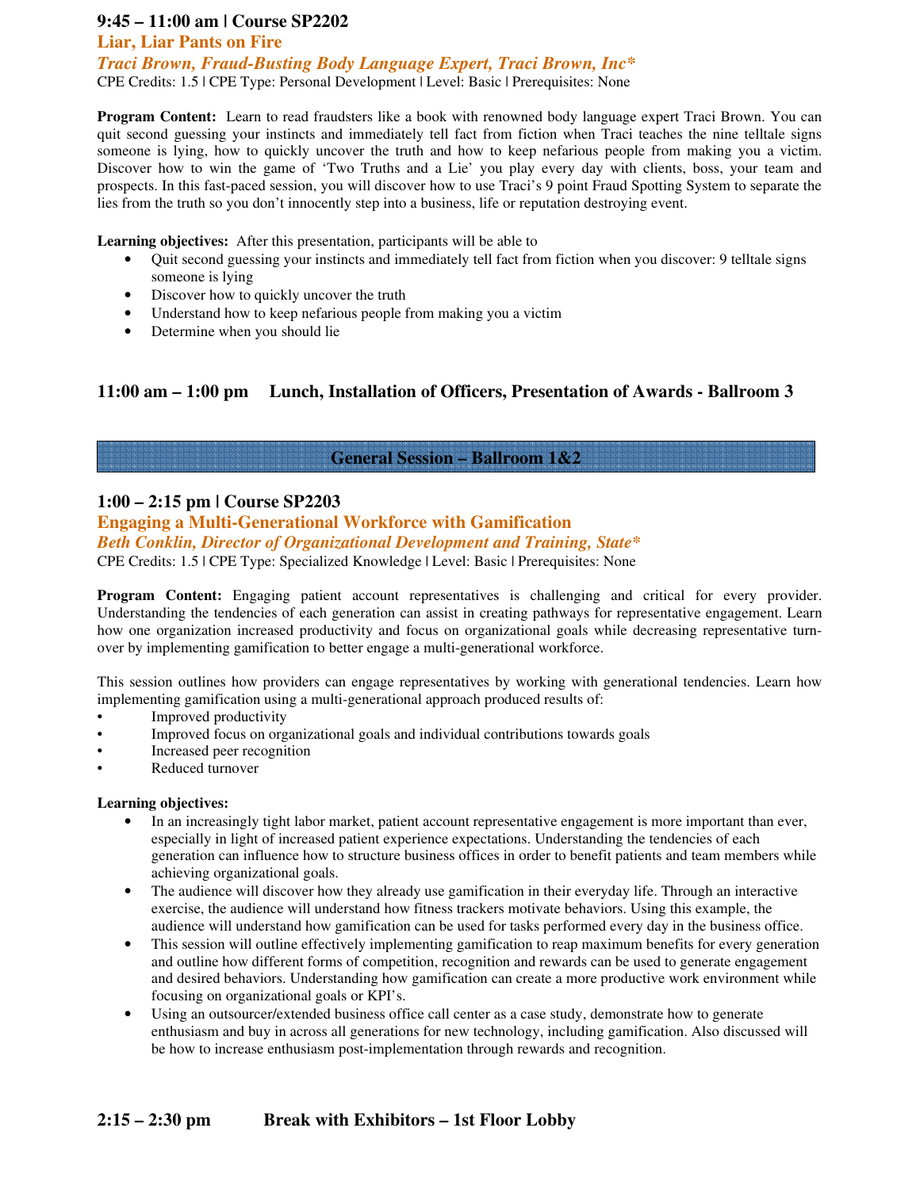### 9:45 – 11:00 am | Course SP2202

### Liar, Liar Pants on Fire

***Traci Brown, Fraud-Busting Body Language Expert, Traci Brown, Inc****

CPE Credits: 1.5 | CPE Type: Personal Development | Level: Basic | Prerequisites: None

**Program Content:** Learn to read fraudsters like a book with renowned body language expert Traci Brown. You can quit second guessing your instincts and immediately tell fact from fiction when Traci teaches the nine telltale signs someone is lying, how to quickly uncover the truth and how to keep nefarious people from making you a victim. Discover how to win the game of 'Two Truths and a Lie' you play every day with clients, boss, your team and prospects. In this fast-paced session, you will discover how to use Traci's 9 point Fraud Spotting System to separate the lies from the truth so you don't innocently step into a business, life or reputation destroying event.

**Learning objectives:** After this presentation, participants will be able to

- Quit second guessing your instincts and immediately tell fact from fiction when you discover: 9 telltale signs someone is lying
- Discover how to quickly uncover the truth
- Understand how to keep nefarious people from making you a victim
- Determine when you should lie

### 11:00 am – 1:00 pm Lunch, Installation of Officers, Presentation of Awards - Ballroom 3

## General Session – Ballroom 1&2

### 1:00 – 2:15 pm | Course SP2203

### Engaging a Multi-Generational Workforce with Gamification

***Beth Conklin, Director of Organizational Development and Training, State****

CPE Credits: 1.5 | CPE Type: Specialized Knowledge | Level: Basic | Prerequisites: None

**Program Content:** Engaging patient account representatives is challenging and critical for every provider. Understanding the tendencies of each generation can assist in creating pathways for representative engagement. Learn how one organization increased productivity and focus on organizational goals while decreasing representative turnover by implementing gamification to better engage a multi-generational workforce.

This session outlines how providers can engage representatives by working with generational tendencies. Learn how implementing gamification using a multi-generational approach produced results of:

- Improved productivity
- Improved focus on organizational goals and individual contributions towards goals
- Increased peer recognition
- Reduced turnover

**Learning objectives:**

- In an increasingly tight labor market, patient account representative engagement is more important than ever, especially in light of increased patient experience expectations. Understanding the tendencies of each generation can influence how to structure business offices in order to benefit patients and team members while achieving organizational goals.
- The audience will discover how they already use gamification in their everyday life. Through an interactive exercise, the audience will understand how fitness trackers motivate behaviors. Using this example, the audience will understand how gamification can be used for tasks performed every day in the business office.
- This session will outline effectively implementing gamification to reap maximum benefits for every generation and outline how different forms of competition, recognition and rewards can be used to generate engagement and desired behaviors. Understanding how gamification can create a more productive work environment while focusing on organizational goals or KPI's.
- Using an outsourcer/extended business office call center as a case study, demonstrate how to generate enthusiasm and buy in across all generations for new technology, including gamification. Also discussed will be how to increase enthusiasm post-implementation through rewards and recognition.

### 2:15 – 2:30 pm Break with Exhibitors – 1st Floor Lobby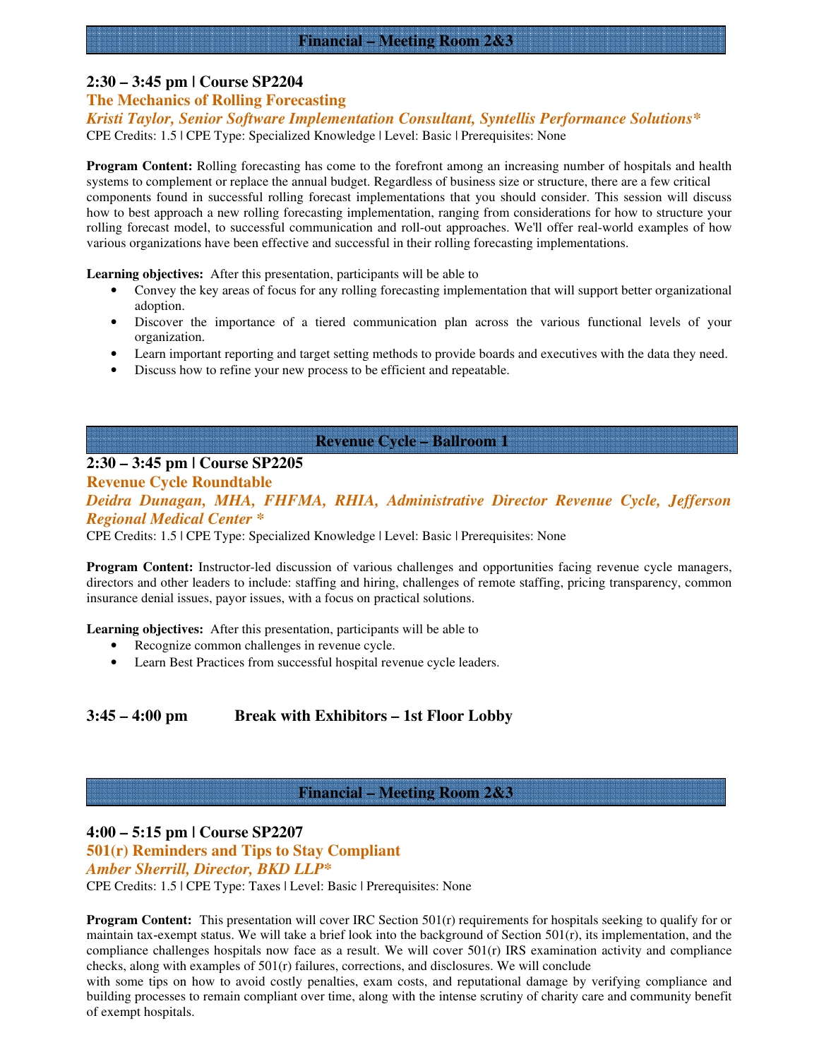## Financial – Meeting Room 2&3

### 2:30 – 3:45 pm | Course SP2204

**The Mechanics of Rolling Forecasting**

***Kristi Taylor, Senior Software Implementation Consultant, Syntellis Performance Solutions****

CPE Credits: 1.5 | CPE Type: Specialized Knowledge | Level: Basic | Prerequisites: None

**Program Content:** Rolling forecasting has come to the forefront among an increasing number of hospitals and health systems to complement or replace the annual budget. Regardless of business size or structure, there are a few critical components found in successful rolling forecast implementations that you should consider. This session will discuss how to best approach a new rolling forecasting implementation, ranging from considerations for how to structure your rolling forecast model, to successful communication and roll-out approaches. We'll offer real-world examples of how various organizations have been effective and successful in their rolling forecasting implementations.

**Learning objectives:** After this presentation, participants will be able to

- Convey the key areas of focus for any rolling forecasting implementation that will support better organizational adoption.
- Discover the importance of a tiered communication plan across the various functional levels of your organization.
- Learn important reporting and target setting methods to provide boards and executives with the data they need.
- Discuss how to refine your new process to be efficient and repeatable.

## Revenue Cycle – Ballroom 1

### 2:30 – 3:45 pm | Course SP2205

**Revenue Cycle Roundtable**

***Deidra Dunagan, MHA, FHFMA, RHIA, Administrative Director Revenue Cycle, Jefferson Regional Medical Center ****

CPE Credits: 1.5 | CPE Type: Specialized Knowledge | Level: Basic | Prerequisites: None

**Program Content:** Instructor-led discussion of various challenges and opportunities facing revenue cycle managers, directors and other leaders to include: staffing and hiring, challenges of remote staffing, pricing transparency, common insurance denial issues, payor issues, with a focus on practical solutions.

**Learning objectives:** After this presentation, participants will be able to

- Recognize common challenges in revenue cycle.
- Learn Best Practices from successful hospital revenue cycle leaders.

### 3:45 – 4:00 pm Break with Exhibitors – 1st Floor Lobby

## Financial – Meeting Room 2&3

### 4:00 – 5:15 pm | Course SP2207

**501(r) Reminders and Tips to Stay Compliant**

***Amber Sherrill, Director, BKD LLP****

CPE Credits: 1.5 | CPE Type: Taxes | Level: Basic | Prerequisites: None

**Program Content:** This presentation will cover IRC Section 501(r) requirements for hospitals seeking to qualify for or maintain tax-exempt status. We will take a brief look into the background of Section 501(r), its implementation, and the compliance challenges hospitals now face as a result. We will cover 501(r) IRS examination activity and compliance checks, along with examples of 501(r) failures, corrections, and disclosures. We will conclude with some tips on how to avoid costly penalties, exam costs, and reputational damage by verifying compliance and building processes to remain compliant over time, along with the intense scrutiny of charity care and community benefit of exempt hospitals.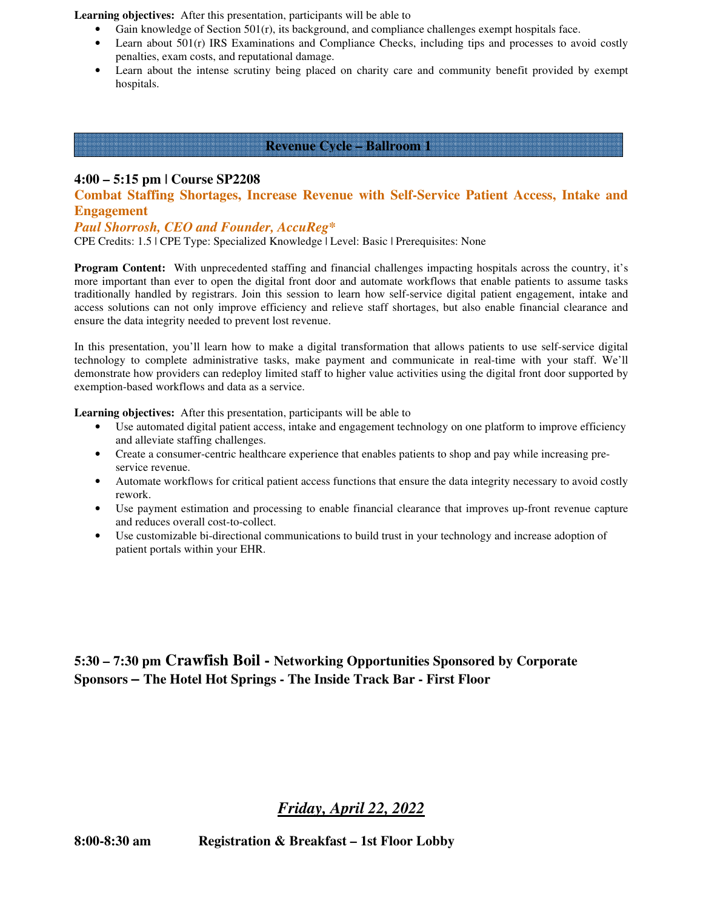**Learning objectives:** After this presentation, participants will be able to

- Gain knowledge of Section 501(r), its background, and compliance challenges exempt hospitals face.
- Learn about 501(r) IRS Examinations and Compliance Checks, including tips and processes to avoid costly penalties, exam costs, and reputational damage.
- Learn about the intense scrutiny being placed on charity care and community benefit provided by exempt hospitals.

## Revenue Cycle – Ballroom 1

### 4:00 – 5:15 pm | Course SP2208

### Combat Staffing Shortages, Increase Revenue with Self-Service Patient Access, Intake and Engagement

***Paul Shorrosh, CEO and Founder, AccuReg****

CPE Credits: 1.5 | CPE Type: Specialized Knowledge | Level: Basic | Prerequisites: None

**Program Content:** With unprecedented staffing and financial challenges impacting hospitals across the country, it's more important than ever to open the digital front door and automate workflows that enable patients to assume tasks traditionally handled by registrars. Join this session to learn how self-service digital patient engagement, intake and access solutions can not only improve efficiency and relieve staff shortages, but also enable financial clearance and ensure the data integrity needed to prevent lost revenue.

In this presentation, you'll learn how to make a digital transformation that allows patients to use self-service digital technology to complete administrative tasks, make payment and communicate in real-time with your staff. We'll demonstrate how providers can redeploy limited staff to higher value activities using the digital front door supported by exemption-based workflows and data as a service.

**Learning objectives:** After this presentation, participants will be able to

- Use automated digital patient access, intake and engagement technology on one platform to improve efficiency and alleviate staffing challenges.
- Create a consumer-centric healthcare experience that enables patients to shop and pay while increasing pre-service revenue.
- Automate workflows for critical patient access functions that ensure the data integrity necessary to avoid costly rework.
- Use payment estimation and processing to enable financial clearance that improves up-front revenue capture and reduces overall cost-to-collect.
- Use customizable bi-directional communications to build trust in your technology and increase adoption of patient portals within your EHR.

**5:30 – 7:30 pm Crawfish Boil - Networking Opportunities Sponsored by Corporate Sponsors – The Hotel Hot Springs - The Inside Track Bar - First Floor**

## ***Friday, April 22, 2022***

**8:00-8:30 am** **Registration & Breakfast – 1st Floor Lobby**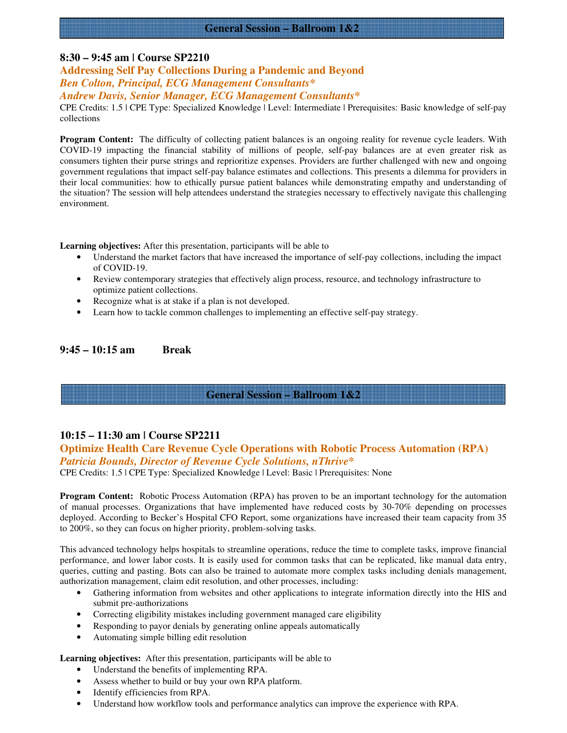## General Session – Ballroom 1&2

### 8:30 – 9:45 am | Course SP2210

### Addressing Self Pay Collections During a Pandemic and Beyond

***Ben Colton, Principal, ECG Management Consultants****

***Andrew Davis, Senior Manager, ECG Management Consultants****

CPE Credits: 1.5 | CPE Type: Specialized Knowledge | Level: Intermediate | Prerequisites: Basic knowledge of self-pay collections

**Program Content:** The difficulty of collecting patient balances is an ongoing reality for revenue cycle leaders. With COVID-19 impacting the financial stability of millions of people, self-pay balances are at even greater risk as consumers tighten their purse strings and reprioritize expenses. Providers are further challenged with new and ongoing government regulations that impact self-pay balance estimates and collections. This presents a dilemma for providers in their local communities: how to ethically pursue patient balances while demonstrating empathy and understanding of the situation? The session will help attendees understand the strategies necessary to effectively navigate this challenging environment.

**Learning objectives:** After this presentation, participants will be able to

- Understand the market factors that have increased the importance of self-pay collections, including the impact of COVID-19.
- Review contemporary strategies that effectively align process, resource, and technology infrastructure to optimize patient collections.
- Recognize what is at stake if a plan is not developed.
- Learn how to tackle common challenges to implementing an effective self-pay strategy.

### 9:45 – 10:15 am Break

## General Session – Ballroom 1&2

### 10:15 – 11:30 am | Course SP2211

### Optimize Health Care Revenue Cycle Operations with Robotic Process Automation (RPA)

***Patricia Bounds, Director of Revenue Cycle Solutions, nThrive****

CPE Credits: 1.5 | CPE Type: Specialized Knowledge | Level: Basic | Prerequisites: None

**Program Content:** Robotic Process Automation (RPA) has proven to be an important technology for the automation of manual processes. Organizations that have implemented have reduced costs by 30-70% depending on processes deployed. According to Becker's Hospital CFO Report, some organizations have increased their team capacity from 35 to 200%, so they can focus on higher priority, problem-solving tasks.

This advanced technology helps hospitals to streamline operations, reduce the time to complete tasks, improve financial performance, and lower labor costs. It is easily used for common tasks that can be replicated, like manual data entry, queries, cutting and pasting. Bots can also be trained to automate more complex tasks including denials management, authorization management, claim edit resolution, and other processes, including:

- Gathering information from websites and other applications to integrate information directly into the HIS and submit pre-authorizations
- Correcting eligibility mistakes including government managed care eligibility
- Responding to payor denials by generating online appeals automatically
- Automating simple billing edit resolution

**Learning objectives:** After this presentation, participants will be able to

- Understand the benefits of implementing RPA.
- Assess whether to build or buy your own RPA platform.
- Identify efficiencies from RPA.
- Understand how workflow tools and performance analytics can improve the experience with RPA.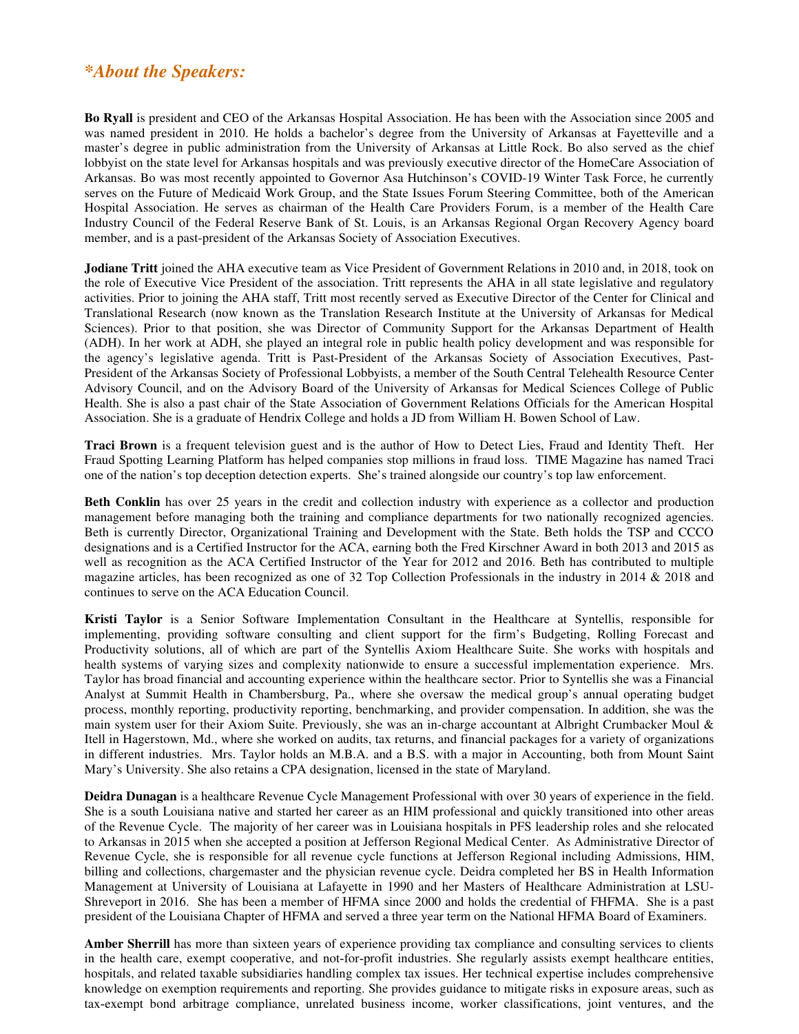## *\*About the Speakers:*

**Bo Ryall** is president and CEO of the Arkansas Hospital Association. He has been with the Association since 2005 and was named president in 2010. He holds a bachelor's degree from the University of Arkansas at Fayetteville and a master's degree in public administration from the University of Arkansas at Little Rock. Bo also served as the chief lobbyist on the state level for Arkansas hospitals and was previously executive director of the HomeCare Association of Arkansas. Bo was most recently appointed to Governor Asa Hutchinson's COVID-19 Winter Task Force, he currently serves on the Future of Medicaid Work Group, and the State Issues Forum Steering Committee, both of the American Hospital Association. He serves as chairman of the Health Care Providers Forum, is a member of the Health Care Industry Council of the Federal Reserve Bank of St. Louis, is an Arkansas Regional Organ Recovery Agency board member, and is a past-president of the Arkansas Society of Association Executives.

**Jodiane Tritt** joined the AHA executive team as Vice President of Government Relations in 2010 and, in 2018, took on the role of Executive Vice President of the association. Tritt represents the AHA in all state legislative and regulatory activities. Prior to joining the AHA staff, Tritt most recently served as Executive Director of the Center for Clinical and Translational Research (now known as the Translation Research Institute at the University of Arkansas for Medical Sciences). Prior to that position, she was Director of Community Support for the Arkansas Department of Health (ADH). In her work at ADH, she played an integral role in public health policy development and was responsible for the agency's legislative agenda. Tritt is Past-President of the Arkansas Society of Association Executives, Past-President of the Arkansas Society of Professional Lobbyists, a member of the South Central Telehealth Resource Center Advisory Council, and on the Advisory Board of the University of Arkansas for Medical Sciences College of Public Health. She is also a past chair of the State Association of Government Relations Officials for the American Hospital Association. She is a graduate of Hendrix College and holds a JD from William H. Bowen School of Law.

**Traci Brown** is a frequent television guest and is the author of How to Detect Lies, Fraud and Identity Theft. Her Fraud Spotting Learning Platform has helped companies stop millions in fraud loss. TIME Magazine has named Traci one of the nation's top deception detection experts. She's trained alongside our country's top law enforcement.

**Beth Conklin** has over 25 years in the credit and collection industry with experience as a collector and production management before managing both the training and compliance departments for two nationally recognized agencies. Beth is currently Director, Organizational Training and Development with the State. Beth holds the TSP and CCCO designations and is a Certified Instructor for the ACA, earning both the Fred Kirschner Award in both 2013 and 2015 as well as recognition as the ACA Certified Instructor of the Year for 2012 and 2016. Beth has contributed to multiple magazine articles, has been recognized as one of 32 Top Collection Professionals in the industry in 2014 & 2018 and continues to serve on the ACA Education Council.

**Kristi Taylor** is a Senior Software Implementation Consultant in the Healthcare at Syntellis, responsible for implementing, providing software consulting and client support for the firm's Budgeting, Rolling Forecast and Productivity solutions, all of which are part of the Syntellis Axiom Healthcare Suite. She works with hospitals and health systems of varying sizes and complexity nationwide to ensure a successful implementation experience. Mrs. Taylor has broad financial and accounting experience within the healthcare sector. Prior to Syntellis she was a Financial Analyst at Summit Health in Chambersburg, Pa., where she oversaw the medical group's annual operating budget process, monthly reporting, productivity reporting, benchmarking, and provider compensation. In addition, she was the main system user for their Axiom Suite. Previously, she was an in-charge accountant at Albright Crumbacker Moul & Itell in Hagerstown, Md., where she worked on audits, tax returns, and financial packages for a variety of organizations in different industries. Mrs. Taylor holds an M.B.A. and a B.S. with a major in Accounting, both from Mount Saint Mary's University. She also retains a CPA designation, licensed in the state of Maryland.

**Deidra Dunagan** is a healthcare Revenue Cycle Management Professional with over 30 years of experience in the field. She is a south Louisiana native and started her career as an HIM professional and quickly transitioned into other areas of the Revenue Cycle. The majority of her career was in Louisiana hospitals in PFS leadership roles and she relocated to Arkansas in 2015 when she accepted a position at Jefferson Regional Medical Center. As Administrative Director of Revenue Cycle, she is responsible for all revenue cycle functions at Jefferson Regional including Admissions, HIM, billing and collections, chargemaster and the physician revenue cycle. Deidra completed her BS in Health Information Management at University of Louisiana at Lafayette in 1990 and her Masters of Healthcare Administration at LSU-Shreveport in 2016. She has been a member of HFMA since 2000 and holds the credential of FHFMA. She is a past president of the Louisiana Chapter of HFMA and served a three year term on the National HFMA Board of Examiners.

**Amber Sherrill** has more than sixteen years of experience providing tax compliance and consulting services to clients in the health care, exempt cooperative, and not-for-profit industries. She regularly assists exempt healthcare entities, hospitals, and related taxable subsidiaries handling complex tax issues. Her technical expertise includes comprehensive knowledge on exemption requirements and reporting. She provides guidance to mitigate risks in exposure areas, such as tax-exempt bond arbitrage compliance, unrelated business income, worker classifications, joint ventures, and the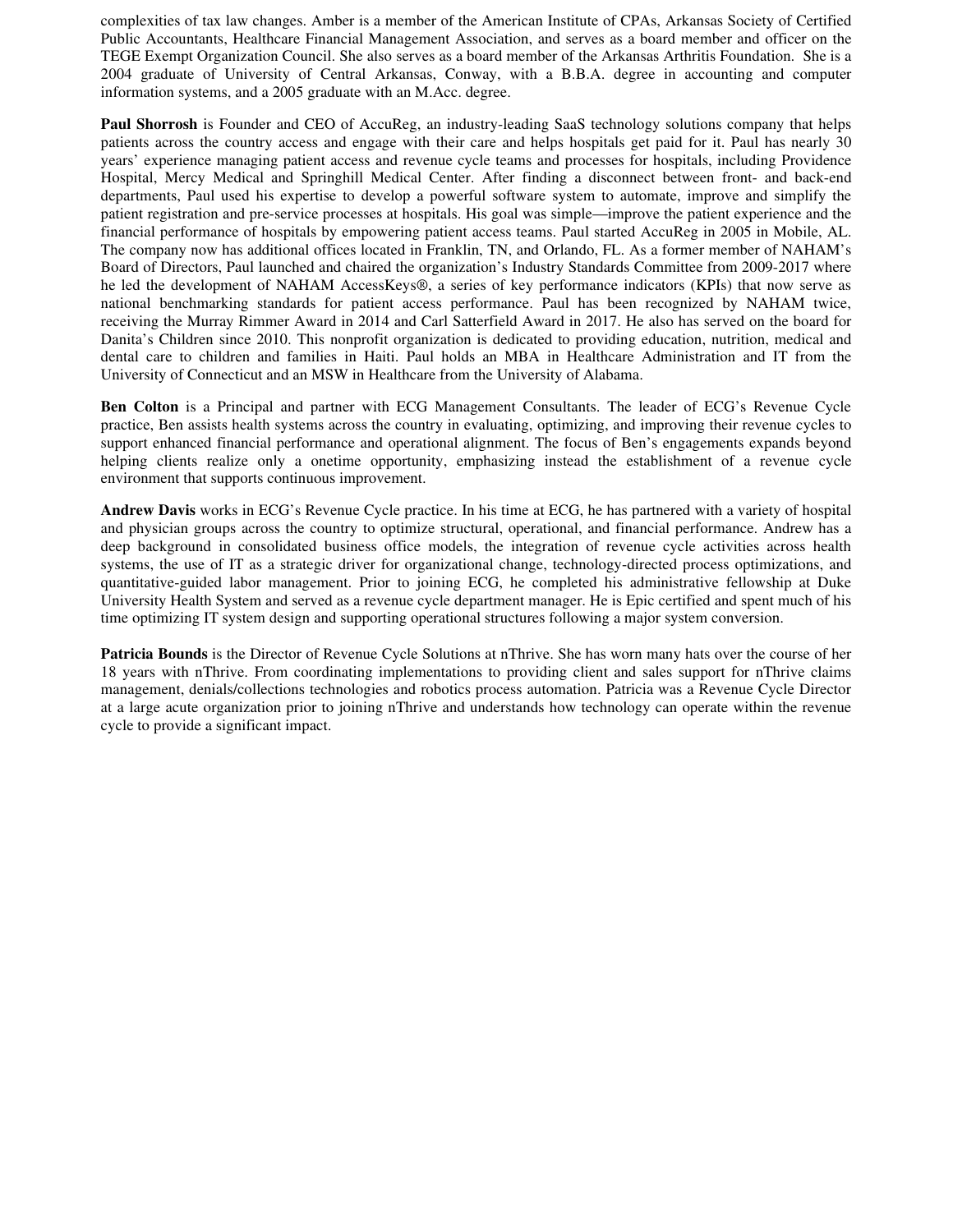complexities of tax law changes. Amber is a member of the American Institute of CPAs, Arkansas Society of Certified Public Accountants, Healthcare Financial Management Association, and serves as a board member and officer on the TEGE Exempt Organization Council. She also serves as a board member of the Arkansas Arthritis Foundation. She is a 2004 graduate of University of Central Arkansas, Conway, with a B.B.A. degree in accounting and computer information systems, and a 2005 graduate with an M.Acc. degree.

**Paul Shorrosh** is Founder and CEO of AccuReg, an industry-leading SaaS technology solutions company that helps patients across the country access and engage with their care and helps hospitals get paid for it. Paul has nearly 30 years' experience managing patient access and revenue cycle teams and processes for hospitals, including Providence Hospital, Mercy Medical and Springhill Medical Center. After finding a disconnect between front- and back-end departments, Paul used his expertise to develop a powerful software system to automate, improve and simplify the patient registration and pre-service processes at hospitals. His goal was simple—improve the patient experience and the financial performance of hospitals by empowering patient access teams. Paul started AccuReg in 2005 in Mobile, AL. The company now has additional offices located in Franklin, TN, and Orlando, FL. As a former member of NAHAM's Board of Directors, Paul launched and chaired the organization's Industry Standards Committee from 2009-2017 where he led the development of NAHAM AccessKeys®, a series of key performance indicators (KPIs) that now serve as national benchmarking standards for patient access performance. Paul has been recognized by NAHAM twice, receiving the Murray Rimmer Award in 2014 and Carl Satterfield Award in 2017. He also has served on the board for Danita's Children since 2010. This nonprofit organization is dedicated to providing education, nutrition, medical and dental care to children and families in Haiti. Paul holds an MBA in Healthcare Administration and IT from the University of Connecticut and an MSW in Healthcare from the University of Alabama.

**Ben Colton** is a Principal and partner with ECG Management Consultants. The leader of ECG's Revenue Cycle practice, Ben assists health systems across the country in evaluating, optimizing, and improving their revenue cycles to support enhanced financial performance and operational alignment. The focus of Ben's engagements expands beyond helping clients realize only a onetime opportunity, emphasizing instead the establishment of a revenue cycle environment that supports continuous improvement.

**Andrew Davis** works in ECG's Revenue Cycle practice. In his time at ECG, he has partnered with a variety of hospital and physician groups across the country to optimize structural, operational, and financial performance. Andrew has a deep background in consolidated business office models, the integration of revenue cycle activities across health systems, the use of IT as a strategic driver for organizational change, technology-directed process optimizations, and quantitative-guided labor management. Prior to joining ECG, he completed his administrative fellowship at Duke University Health System and served as a revenue cycle department manager. He is Epic certified and spent much of his time optimizing IT system design and supporting operational structures following a major system conversion.

**Patricia Bounds** is the Director of Revenue Cycle Solutions at nThrive. She has worn many hats over the course of her 18 years with nThrive. From coordinating implementations to providing client and sales support for nThrive claims management, denials/collections technologies and robotics process automation. Patricia was a Revenue Cycle Director at a large acute organization prior to joining nThrive and understands how technology can operate within the revenue cycle to provide a significant impact.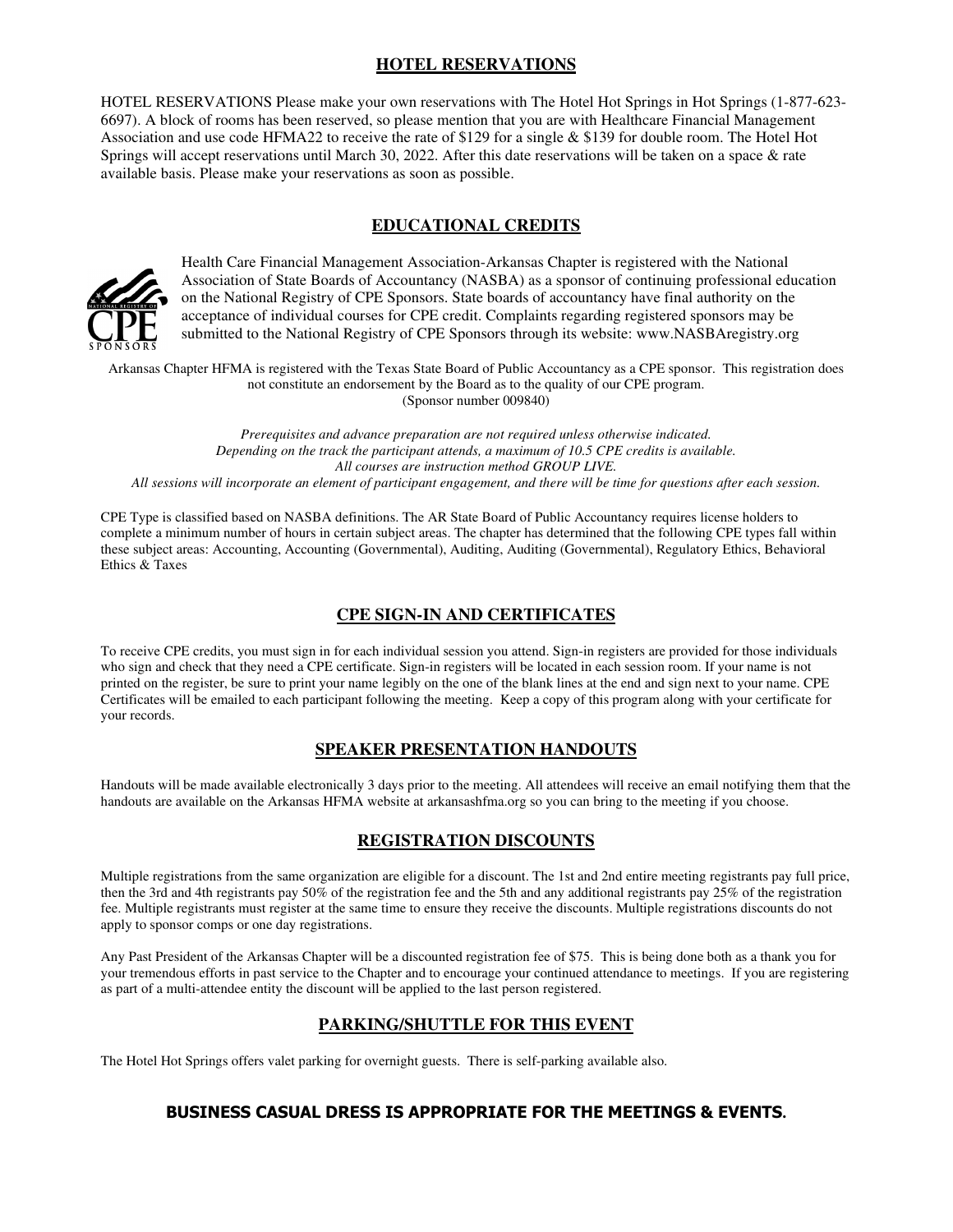## HOTEL RESERVATIONS

HOTEL RESERVATIONS Please make your own reservations with The Hotel Hot Springs in Hot Springs (1-877-623-6697). A block of rooms has been reserved, so please mention that you are with Healthcare Financial Management Association and use code HFMA22 to receive the rate of $129 for a single & $139 for double room. The Hotel Hot Springs will accept reservations until March 30, 2022. After this date reservations will be taken on a space & rate available basis. Please make your reservations as soon as possible.

## EDUCATIONAL CREDITS

Health Care Financial Management Association-Arkansas Chapter is registered with the National Association of State Boards of Accountancy (NASBA) as a sponsor of continuing professional education on the National Registry of CPE Sponsors. State boards of accountancy have final authority on the acceptance of individual courses for CPE credit. Complaints regarding registered sponsors may be submitted to the National Registry of CPE Sponsors through its website: www.NASBAregistry.org

Arkansas Chapter HFMA is registered with the Texas State Board of Public Accountancy as a CPE sponsor. This registration does not constitute an endorsement by the Board as to the quality of our CPE program. (Sponsor number 009840)

*Prerequisites and advance preparation are not required unless otherwise indicated.*
*Depending on the track the participant attends, a maximum of 10.5 CPE credits is available.*
*All courses are instruction method GROUP LIVE.*
*All sessions will incorporate an element of participant engagement, and there will be time for questions after each session.*

CPE Type is classified based on NASBA definitions. The AR State Board of Public Accountancy requires license holders to complete a minimum number of hours in certain subject areas. The chapter has determined that the following CPE types fall within these subject areas: Accounting, Accounting (Governmental), Auditing, Auditing (Governmental), Regulatory Ethics, Behavioral Ethics & Taxes

## CPE SIGN-IN AND CERTIFICATES

To receive CPE credits, you must sign in for each individual session you attend. Sign-in registers are provided for those individuals who sign and check that they need a CPE certificate. Sign-in registers will be located in each session room. If your name is not printed on the register, be sure to print your name legibly on the one of the blank lines at the end and sign next to your name. CPE Certificates will be emailed to each participant following the meeting. Keep a copy of this program along with your certificate for your records.

## SPEAKER PRESENTATION HANDOUTS

Handouts will be made available electronically 3 days prior to the meeting. All attendees will receive an email notifying them that the handouts are available on the Arkansas HFMA website at arkansashfma.org so you can bring to the meeting if you choose.

## REGISTRATION DISCOUNTS

Multiple registrations from the same organization are eligible for a discount. The 1st and 2nd entire meeting registrants pay full price, then the 3rd and 4th registrants pay 50% of the registration fee and the 5th and any additional registrants pay 25% of the registration fee. Multiple registrants must register at the same time to ensure they receive the discounts. Multiple registrations discounts do not apply to sponsor comps or one day registrations.

Any Past President of the Arkansas Chapter will be a discounted registration fee of $75. This is being done both as a thank you for your tremendous efforts in past service to the Chapter and to encourage your continued attendance to meetings. If you are registering as part of a multi-attendee entity the discount will be applied to the last person registered.

## PARKING/SHUTTLE FOR THIS EVENT

The Hotel Hot Springs offers valet parking for overnight guests. There is self-parking available also.

**BUSINESS CASUAL DRESS IS APPROPRIATE FOR THE MEETINGS & EVENTS.**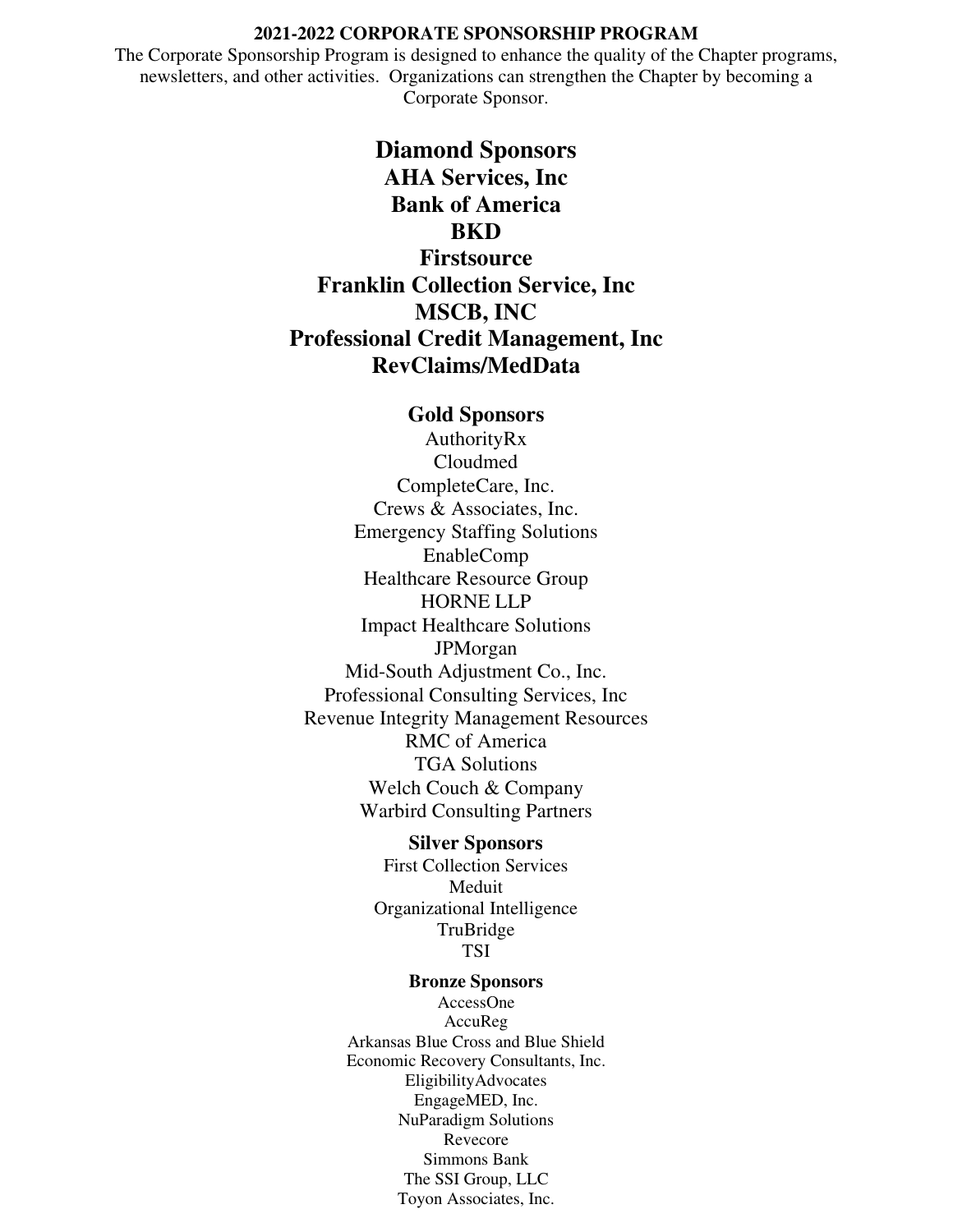**2021-2022 CORPORATE SPONSORSHIP PROGRAM**

The Corporate Sponsorship Program is designed to enhance the quality of the Chapter programs, newsletters, and other activities. Organizations can strengthen the Chapter by becoming a Corporate Sponsor.

## Diamond Sponsors

**AHA Services, Inc**
**Bank of America**
**BKD**
**Firstsource**
**Franklin Collection Service, Inc**
**MSCB, INC**
**Professional Credit Management, Inc**
**RevClaims/MedData**

### Gold Sponsors

AuthorityRx
Cloudmed
CompleteCare, Inc.
Crews & Associates, Inc.
Emergency Staffing Solutions
EnableComp
Healthcare Resource Group
HORNE LLP
Impact Healthcare Solutions
JPMorgan
Mid-South Adjustment Co., Inc.
Professional Consulting Services, Inc
Revenue Integrity Management Resources
RMC of America
TGA Solutions
Welch Couch & Company
Warbird Consulting Partners

### Silver Sponsors

First Collection Services
Meduit
Organizational Intelligence
TruBridge
TSI

### Bronze Sponsors

AccessOne
AccuReg
Arkansas Blue Cross and Blue Shield
Economic Recovery Consultants, Inc.
EligibilityAdvocates
EngageMED, Inc.
NuParadigm Solutions
Revecore
Simmons Bank
The SSI Group, LLC
Toyon Associates, Inc.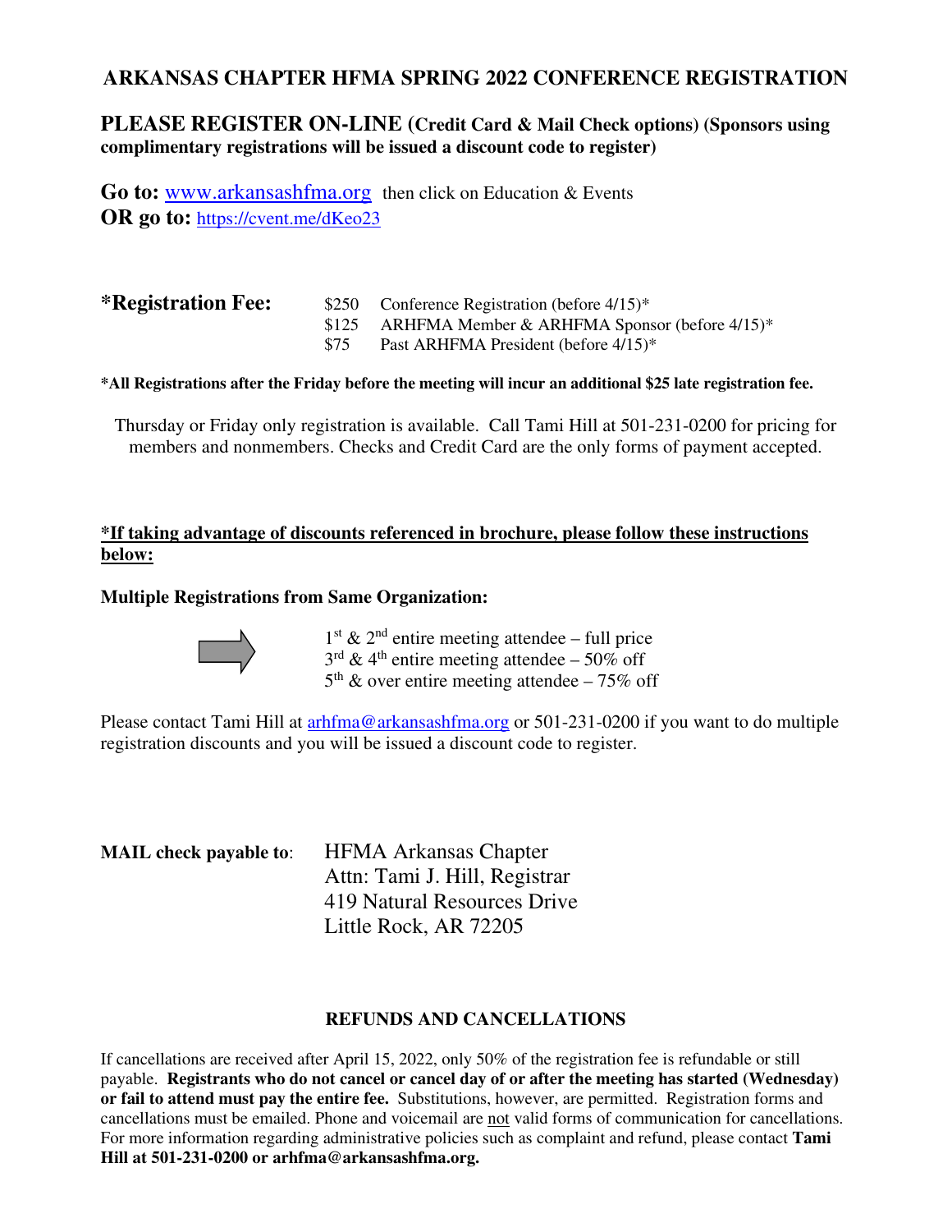# ARKANSAS CHAPTER HFMA SPRING 2022 CONFERENCE REGISTRATION

**PLEASE REGISTER ON-LINE (Credit Card & Mail Check options) (Sponsors using complimentary registrations will be issued a discount code to register)**

**Go to:** www.arkansashfma.org then click on Education & Events
**OR go to:** https://cvent.me/dKeo23

**\*Registration Fee:**

| | |
|---|---|
| $250 | Conference Registration (before 4/15)* |
| $125 | ARHFMA Member & ARHFMA Sponsor (before 4/15)* |
| $75 | Past ARHFMA President (before 4/15)* |

**\*All Registrations after the Friday before the meeting will incur an additional $25 late registration fee.**

Thursday or Friday only registration is available. Call Tami Hill at 501-231-0200 for pricing for members and nonmembers. Checks and Credit Card are the only forms of payment accepted.

**\*If taking advantage of discounts referenced in brochure, please follow these instructions below:**

**Multiple Registrations from Same Organization:**

- 1st & 2nd entire meeting attendee – full price
- 3rd & 4th entire meeting attendee – 50% off
- 5th & over entire meeting attendee – 75% off

Please contact Tami Hill at arhfma@arkansashfma.org or 501-231-0200 if you want to do multiple registration discounts and you will be issued a discount code to register.

**MAIL check payable to**:

HFMA Arkansas Chapter
Attn: Tami J. Hill, Registrar
419 Natural Resources Drive
Little Rock, AR 72205

## REFUNDS AND CANCELLATIONS

If cancellations are received after April 15, 2022, only 50% of the registration fee is refundable or still payable. **Registrants who do not cancel or cancel day of or after the meeting has started (Wednesday) or fail to attend must pay the entire fee.** Substitutions, however, are permitted. Registration forms and cancellations must be emailed. Phone and voicemail are not valid forms of communication for cancellations. For more information regarding administrative policies such as complaint and refund, please contact **Tami Hill at 501-231-0200 or arhfma@arkansashfma.org.**